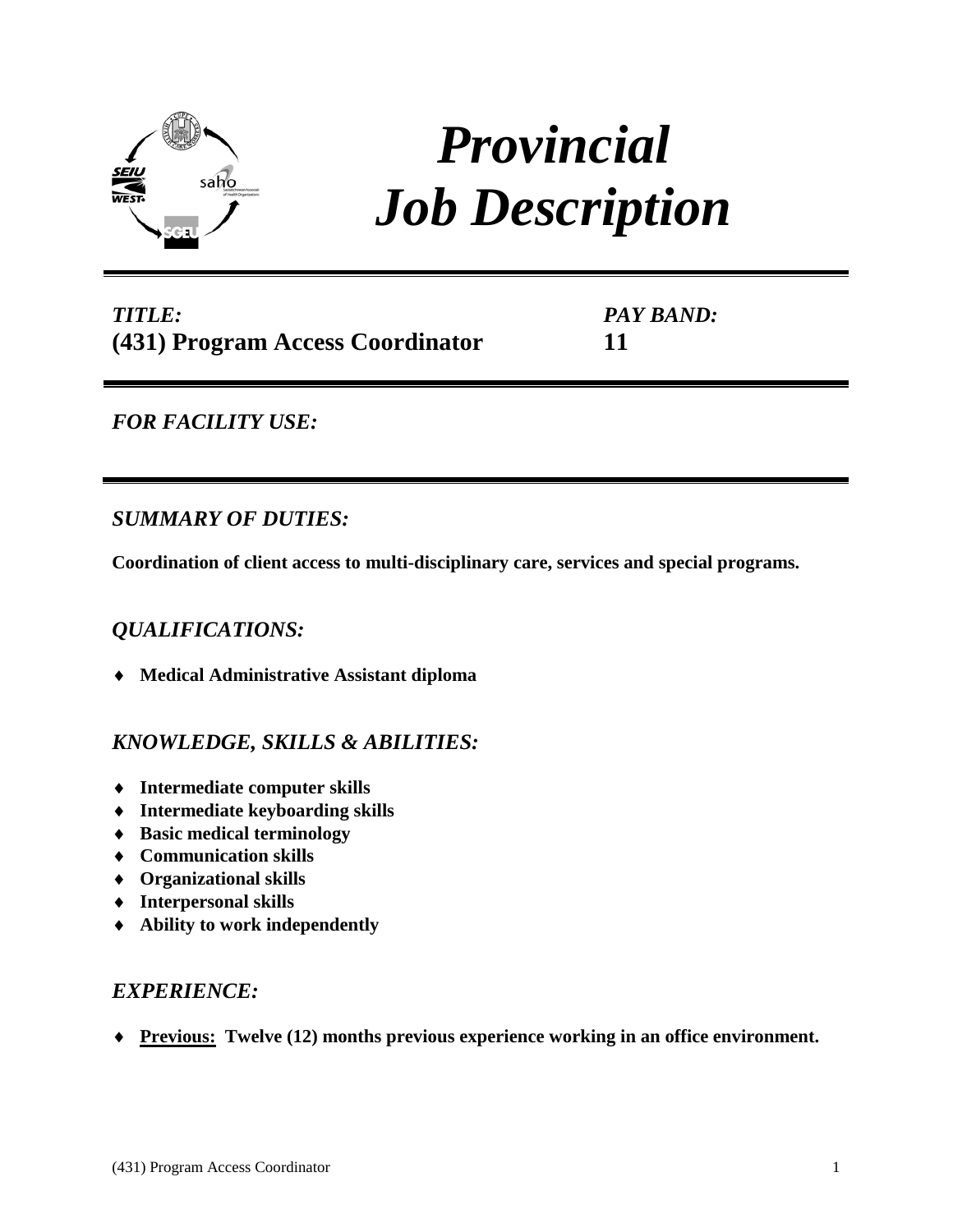# *Provincial Job Description*

***TITLE:***
**(431) Program Access Coordinator**

***PAY BAND:***
**11**

---

## *FOR FACILITY USE:*

---

## *SUMMARY OF DUTIES:*

**Coordination of client access to multi-disciplinary care, services and special programs.**

## *QUALIFICATIONS:*

- **Medical Administrative Assistant diploma**

## *KNOWLEDGE, SKILLS & ABILITIES:*

- **Intermediate computer skills**
- **Intermediate keyboarding skills**
- **Basic medical terminology**
- **Communication skills**
- **Organizational skills**
- **Interpersonal skills**
- **Ability to work independently**

## *EXPERIENCE:*

- **<u>Previous:</u> Twelve (12) months previous experience working in an office environment.**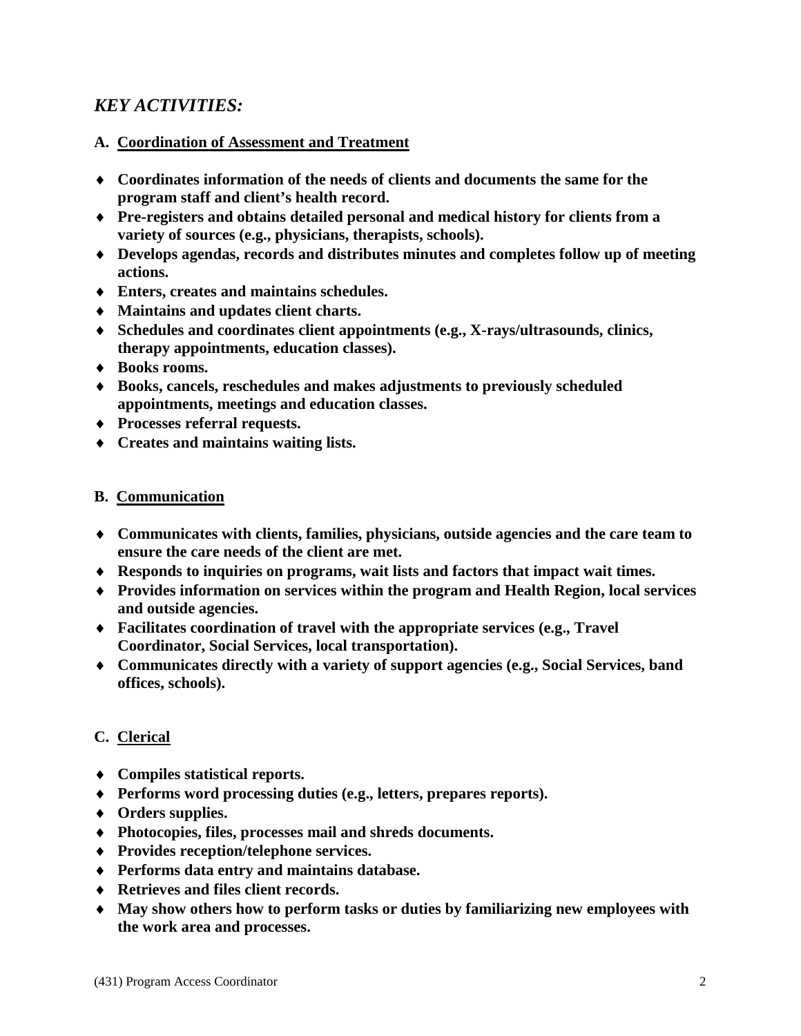## *KEY ACTIVITIES:*

### A. Coordination of Assessment and Treatment

- **Coordinates information of the needs of clients and documents the same for the program staff and client's health record.**
- **Pre-registers and obtains detailed personal and medical history for clients from a variety of sources (e.g., physicians, therapists, schools).**
- **Develops agendas, records and distributes minutes and completes follow up of meeting actions.**
- **Enters, creates and maintains schedules.**
- **Maintains and updates client charts.**
- **Schedules and coordinates client appointments (e.g., X-rays/ultrasounds, clinics, therapy appointments, education classes).**
- **Books rooms.**
- **Books, cancels, reschedules and makes adjustments to previously scheduled appointments, meetings and education classes.**
- **Processes referral requests.**
- **Creates and maintains waiting lists.**

### B. Communication

- **Communicates with clients, families, physicians, outside agencies and the care team to ensure the care needs of the client are met.**
- **Responds to inquiries on programs, wait lists and factors that impact wait times.**
- **Provides information on services within the program and Health Region, local services and outside agencies.**
- **Facilitates coordination of travel with the appropriate services (e.g., Travel Coordinator, Social Services, local transportation).**
- **Communicates directly with a variety of support agencies (e.g., Social Services, band offices, schools).**

### C. Clerical

- **Compiles statistical reports.**
- **Performs word processing duties (e.g., letters, prepares reports).**
- **Orders supplies.**
- **Photocopies, files, processes mail and shreds documents.**
- **Provides reception/telephone services.**
- **Performs data entry and maintains database.**
- **Retrieves and files client records.**
- **May show others how to perform tasks or duties by familiarizing new employees with the work area and processes.**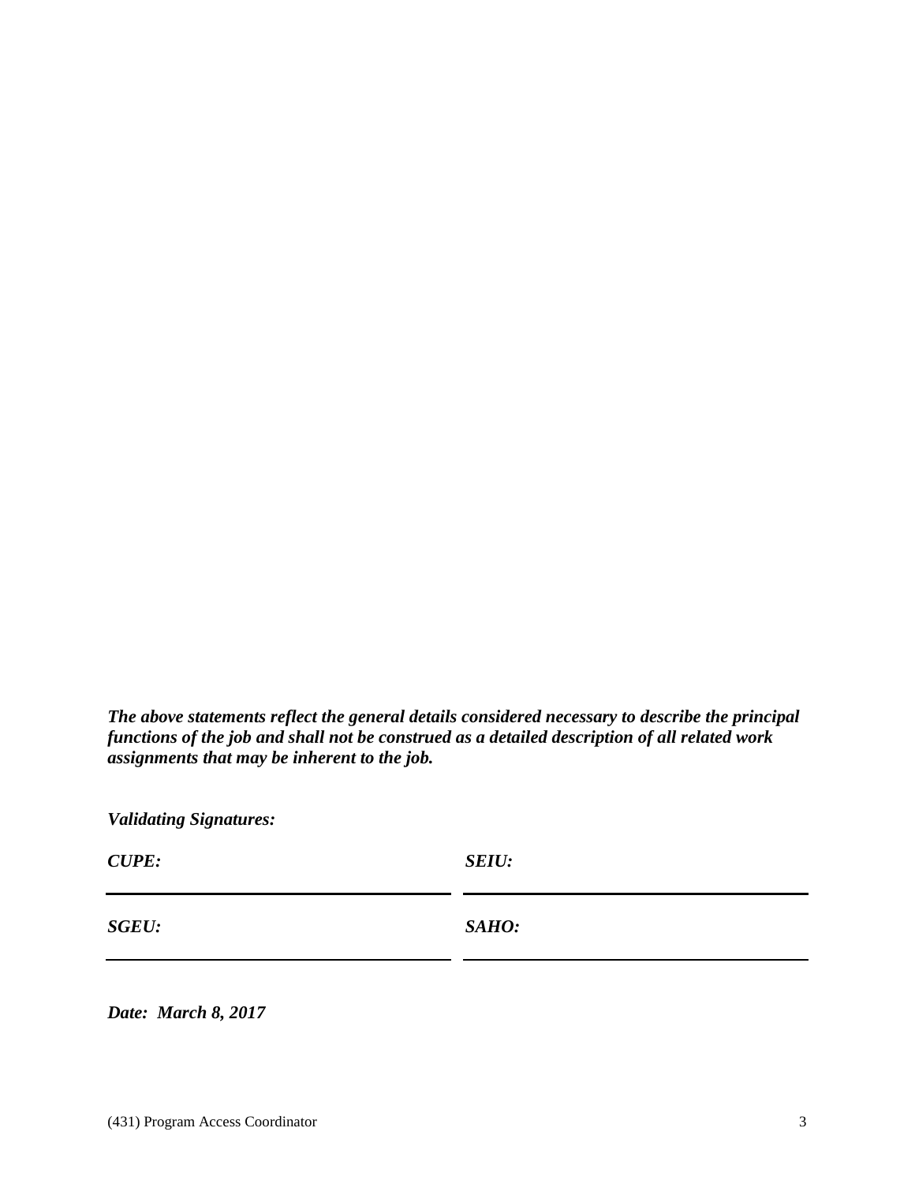***The above statements reflect the general details considered necessary to describe the principal functions of the job and shall not be construed as a detailed description of all related work assignments that may be inherent to the job.***

***Validating Signatures:***

| | |
|---|---|
| ***CUPE:*** | ***SEIU:*** |
| ***SGEU:*** | ***SAHO:*** |

***Date: March 8, 2017***